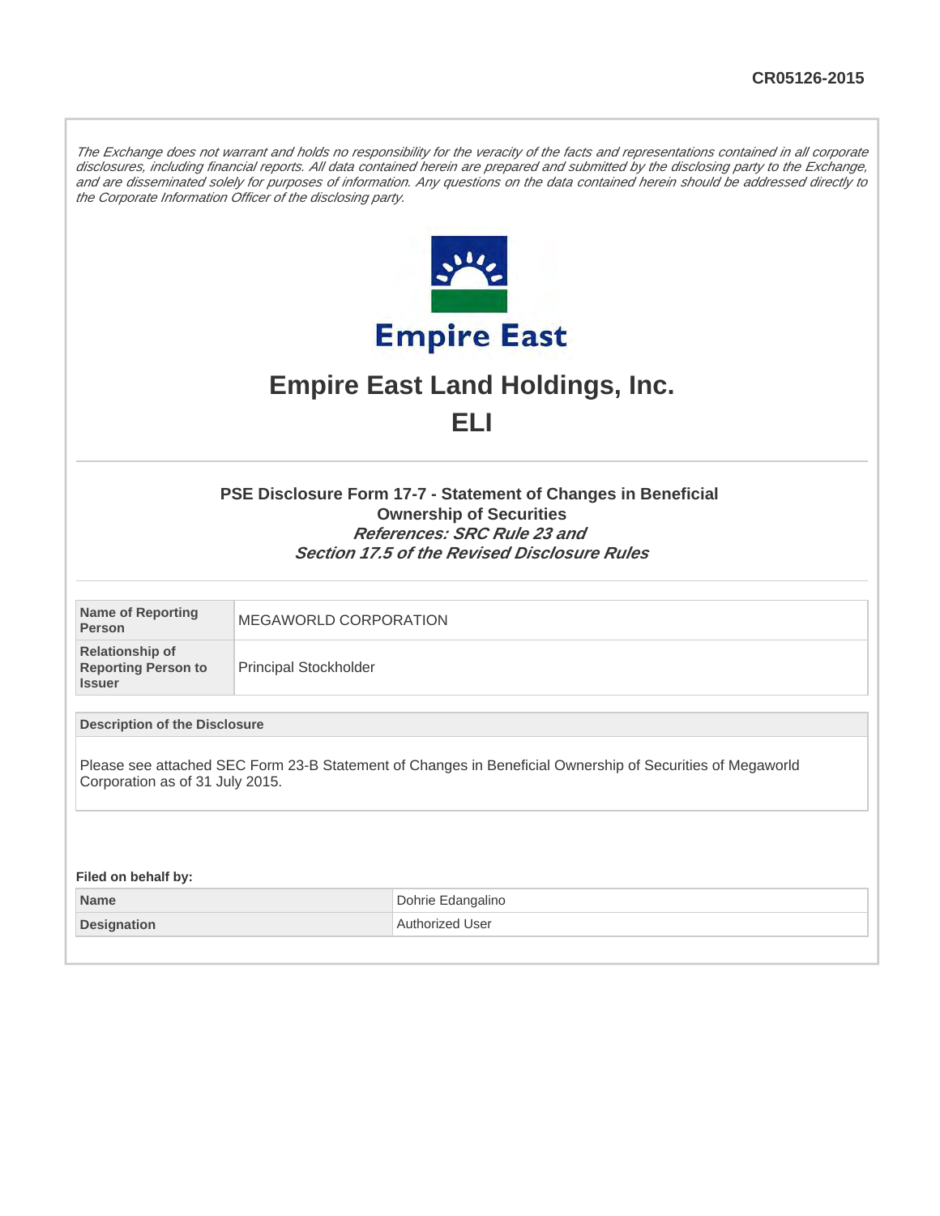CR05126-2015

*The Exchange does not warrant and holds no responsibility for the veracity of the facts and representations contained in all corporate disclosures, including financial reports. All data contained herein are prepared and submitted by the disclosing party to the Exchange, and are disseminated solely for purposes of information. Any questions on the data contained herein should be addressed directly to the Corporate Information Officer of the disclosing party.*

Empire East

# Empire East Land Holdings, Inc.

# ELI

### PSE Disclosure Form 17-7 - Statement of Changes in Beneficial Ownership of Securities

***References: SRC Rule 23 and Section 17.5 of the Revised Disclosure Rules***

| | |
|---|---|
| **Name of Reporting Person** | MEGAWORLD CORPORATION |
| **Relationship of Reporting Person to Issuer** | Principal Stockholder |

**Description of the Disclosure**

Please see attached SEC Form 23-B Statement of Changes in Beneficial Ownership of Securities of Megaworld Corporation as of 31 July 2015.

**Filed on behalf by:**

| | |
|---|---|
| **Name** | Dohrie Edangalino |
| **Designation** | Authorized User |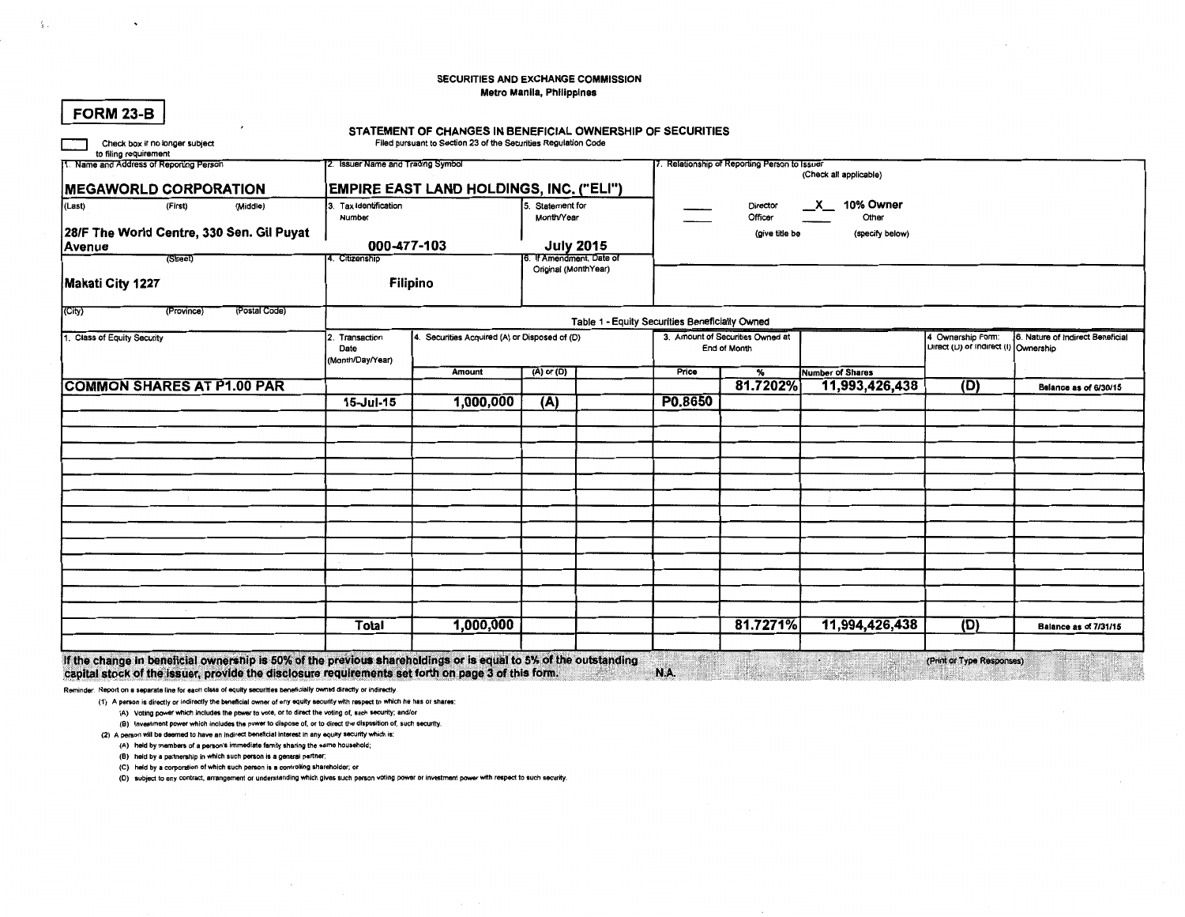SECURITIES AND EXCHANGE COMMISSION
Metro Manila, Philippines

# FORM 23-B

## STATEMENT OF CHANGES IN BENEFICIAL OWNERSHIP OF SECURITIES

Filed pursuant to Section 23 of the Securities Regulation Code

[ ] Check box if no longer subject to filing requirement

| 1. Name and Address of Reporting Person | 2. Issuer Name and Trading Symbol | | 7. Relationship of Reporting Person to Issuer (Check all applicable) |
|---|---|---|---|
| **MEGAWORLD CORPORATION** | **EMPIRE EAST LAND HOLDINGS, INC. ("ELI")** | | ___ Director &nbsp; _X_ 10% Owner |
| (Last) (First) (Middle) | 3. Tax Identification Number | 5. Statement for Month/Year | ___ Officer (give title below) &nbsp; ___ Other (specify below) |
| **28/F The World Centre, 330 Sen. Gil Puyat Avenue** (Street) | **000-477-103** | **July 2015** | |
| **Makati City 1227** | 4. Citizenship: **Filipino** | 6. If Amendment, Date of Original (Month/Year) | |
| (City) (Province) (Postal Code) | | | |

### Table 1 - Equity Securities Beneficially Owned

| 1. Class of Equity Security | 2. Transaction Date (Month/Day/Year) | 4. Securities Acquired (A) or Disposed of (D) Amount | (A) or (D) | Price | 3. Amount of Securities Owned at End of Month % | Number of Shares | 4. Ownership Form: Direct (D) or Indirect (I) | 6. Nature of Indirect Beneficial Ownership |
|---|---|---|---|---|---|---|---|---|
| **COMMON SHARES AT P1.00 PAR** | | | | | **81.7202%** | **11,993,426,438** | **(D)** | Balance as of 6/30/15 |
| | **15-Jul-15** | **1,000,000** | **(A)** | **P0.8650** | | | | |
| | **Total** | **1,000,000** | | | **81.7271%** | **11,994,426,438** | **(D)** | Balance as of 7/31/15 |

**If the change in beneficial ownership is 50% of the previous shareholdings or is equal to 5% of the outstanding capital stock of the issuer, provide the disclosure requirements set forth on page 3 of this form.** N.A.

(Print or Type Responses)

Reminder: Report on a separate line for each class of equity securities beneficially owned directly or indirectly.

(1) A person is directly or indirectly the beneficial owner of any equity security with respect to which he has or shares:

(A) Voting power which includes the power to vote, or to direct the voting of, such security; and/or

(B) Investment power which includes the power to dispose of, or to direct the disposition of, such security.

(2) A person will be deemed to have an indirect beneficial interest in any equity security which is:

(A) held by members of a person's immediate family sharing the same household;

(B) held by a partnership in which such person is a general partner;

(C) held by a corporation of which such person is a controlling shareholder; or

(D) subject to any contract, arrangement or understanding which gives such person voting power or investment power with respect to such security.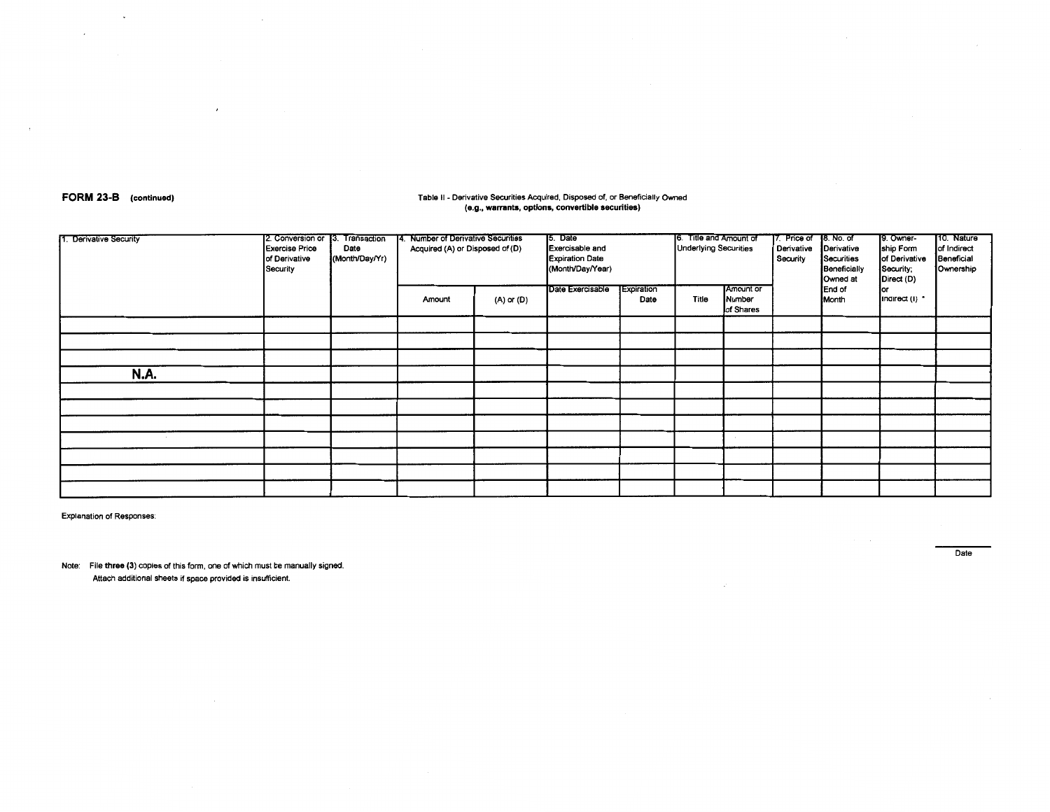**FORM 23-B** (continued)

Table II - Derivative Securities Acquired, Disposed of, or Beneficially Owned
**(e.g., warrants, options, convertible securities)**

| 1. Derivative Security | 2. Conversion or Exercise Price of Derivative Security | 3. Transaction Date (Month/Day/Yr) | 4. Number of Derivative Securities Acquired (A) or Disposed of (D) | | 5. Date Exercisable and Expiration Date (Month/Day/Year) | | 6. Title and Amount of Underlying Securities | | 7. Price of Derivative Security | 8. No. of Derivative Securities Beneficially Owned at End of Month | 9. Ownership Form of Derivative Security; Direct (D) or Indirect (I) * | 10. Nature of Indirect Beneficial Ownership |
|---|---|---|---|---|---|---|---|---|---|---|---|---|
| | | | Amount | (A) or (D) | Date Exercisable | Expiration Date | Title | Amount or Number of Shares | | | | |
| | | | | | | | | | | | | |
| | | | | | | | | | | | | |
| | | | | | | | | | | | | |
| **N.A.** | | | | | | | | | | | | |
| | | | | | | | | | | | | |
| | | | | | | | | | | | | |
| | | | | | | | | | | | | |
| | | | | | | | | | | | | |
| | | | | | | | | | | | | |
| | | | | | | | | | | | | |
| | | | | | | | | | | | | |

Explanation of Responses:

Date

Note: File **three (3)** copies of this form, one of which must be manually signed.
Attach additional sheets if space provided is insufficient.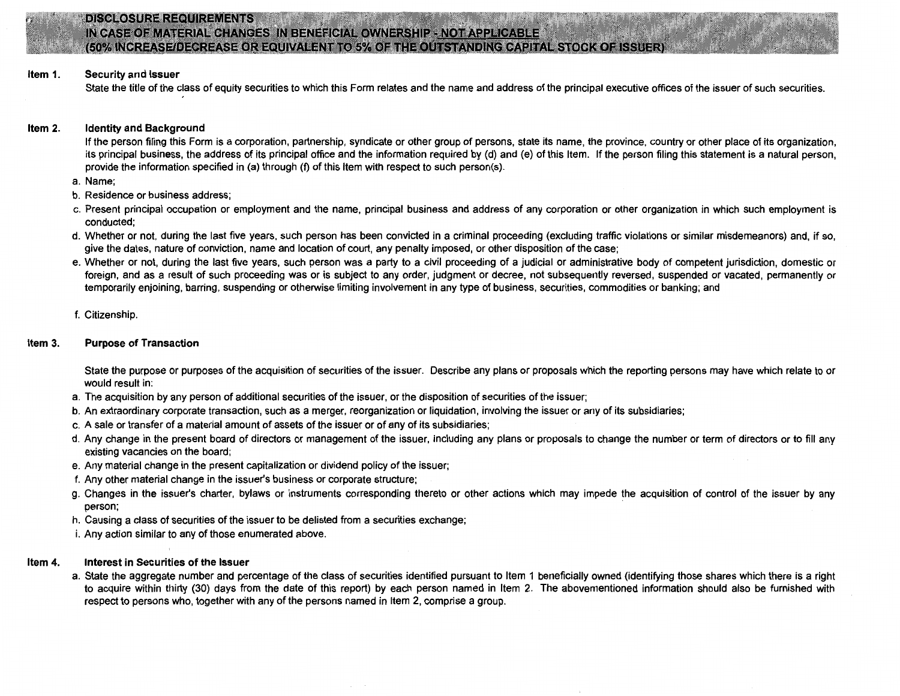## DISCLOSURE REQUIREMENTS
## IN CASE OF MATERIAL CHANGES IN BENEFICIAL OWNERSHIP - NOT APPLICABLE
## (50% INCREASE/DECREASE OR EQUIVALENT TO 5% OF THE OUTSTANDING CAPITAL STOCK OF ISSUER)

**Item 1. Security and Issuer**

State the title of the class of equity securities to which this Form relates and the name and address of the principal executive offices of the issuer of such securities.

**Item 2. Identity and Background**

If the person filing this Form is a corporation, partnership, syndicate or other group of persons, state its name, the province, country or other place of its organization, its principal business, the address of its principal office and the information required by (d) and (e) of this Item. If the person filing this statement is a natural person, provide the information specified in (a) through (f) of this Item with respect to such person(s).

a. Name;
b. Residence or business address;
c. Present principal occupation or employment and the name, principal business and address of any corporation or other organization in which such employment is conducted;
d. Whether or not, during the last five years, such person has been convicted in a criminal proceeding (excluding traffic violations or similar misdemeanors) and, if so, give the dates, nature of conviction, name and location of court, any penalty imposed, or other disposition of the case;
e. Whether or not, during the last five years, such person was a party to a civil proceeding of a judicial or administrative body of competent jurisdiction, domestic or foreign, and as a result of such proceeding was or is subject to any order, judgment or decree, not subsequently reversed, suspended or vacated, permanently or temporarily enjoining, barring, suspending or otherwise limiting involvement in any type of business, securities, commodities or banking; and
f. Citizenship.

**Item 3. Purpose of Transaction**

State the purpose or purposes of the acquisition of securities of the issuer. Describe any plans or proposals which the reporting persons may have which relate to or would result in:

a. The acquisition by any person of additional securities of the issuer, or the disposition of securities of the issuer;
b. An extraordinary corporate transaction, such as a merger, reorganization or liquidation, involving the issuer or any of its subsidiaries;
c. A sale or transfer of a material amount of assets of the issuer or of any of its subsidiaries;
d. Any change in the present board of directors or management of the issuer, including any plans or proposals to change the number or term of directors or to fill any existing vacancies on the board;
e. Any material change in the present capitalization or dividend policy of the issuer;
f. Any other material change in the issuer's business or corporate structure;
g. Changes in the issuer's charter, bylaws or instruments corresponding thereto or other actions which may impede the acquisition of control of the issuer by any person;
h. Causing a class of securities of the issuer to be delisted from a securities exchange;
i. Any action similar to any of those enumerated above.

**Item 4. Interest in Securities of the Issuer**

a. State the aggregate number and percentage of the class of securities identified pursuant to Item 1 beneficially owned (identifying those shares which there is a right to acquire within thirty (30) days from the date of this report) by each person named in Item 2. The abovementioned information should also be furnished with respect to persons who, together with any of the persons named in Item 2, comprise a group.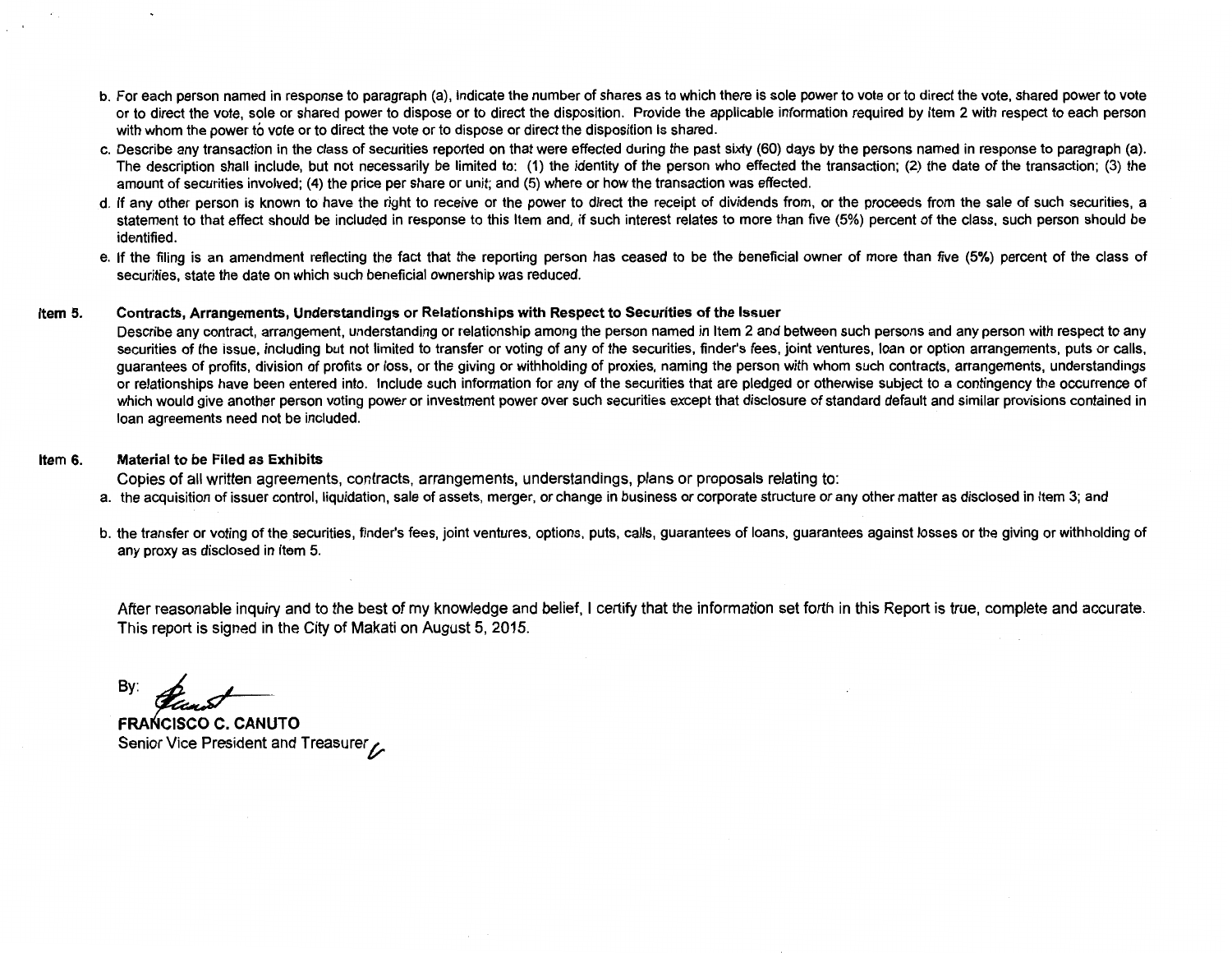b. For each person named in response to paragraph (a), indicate the number of shares as to which there is sole power to vote or to direct the vote, shared power to vote or to direct the vote, sole or shared power to dispose or to direct the disposition. Provide the applicable information required by Item 2 with respect to each person with whom the power to vote or to direct the vote or to dispose or direct the disposition is shared.

c. Describe any transaction in the class of securities reported on that were effected during the past sixty (60) days by the persons named in response to paragraph (a). The description shall include, but not necessarily be limited to: (1) the identity of the person who effected the transaction; (2) the date of the transaction; (3) the amount of securities involved; (4) the price per share or unit; and (5) where or how the transaction was effected.

d. If any other person is known to have the right to receive or the power to direct the receipt of dividends from, or the proceeds from the sale of such securities, a statement to that effect should be included in response to this Item and, if such interest relates to more than five (5%) percent of the class, such person should be identified.

e. If the filing is an amendment reflecting the fact that the reporting person has ceased to be the beneficial owner of more than five (5%) percent of the class of securities, state the date on which such beneficial ownership was reduced.

**Item 5. Contracts, Arrangements, Understandings or Relationships with Respect to Securities of the Issuer**

Describe any contract, arrangement, understanding or relationship among the person named in Item 2 and between such persons and any person with respect to any securities of the issue, including but not limited to transfer or voting of any of the securities, finder's fees, joint ventures, loan or option arrangements, puts or calls, guarantees of profits, division of profits or loss, or the giving or withholding of proxies, naming the person with whom such contracts, arrangements, understandings or relationships have been entered into. Include such information for any of the securities that are pledged or otherwise subject to a contingency the occurrence of which would give another person voting power or investment power over such securities except that disclosure of standard default and similar provisions contained in loan agreements need not be included.

**Item 6. Material to be Filed as Exhibits**

Copies of all written agreements, contracts, arrangements, understandings, plans or proposals relating to:

a. the acquisition of issuer control, liquidation, sale of assets, merger, or change in business or corporate structure or any other matter as disclosed in Item 3; and

b. the transfer or voting of the securities, finder's fees, joint ventures, options, puts, calls, guarantees of loans, guarantees against losses or the giving or withholding of any proxy as disclosed in Item 5.

After reasonable inquiry and to the best of my knowledge and belief, I certify that the information set forth in this Report is true, complete and accurate. This report is signed in the City of Makati on August 5, 2015.

By:

**FRANCISCO C. CANUTO**
Senior Vice President and Treasurer